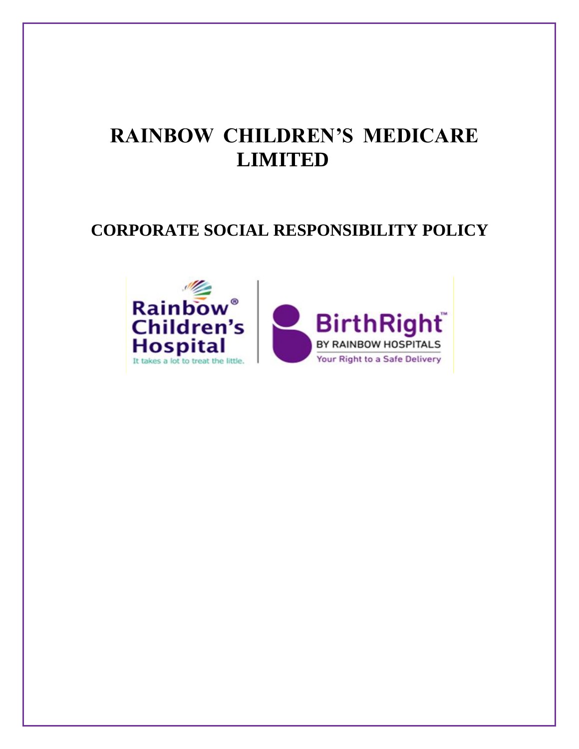# RAINBOW CHILDREN'S MEDICARE LIMITED

## CORPORATE SOCIAL RESPONSIBILITY POLICY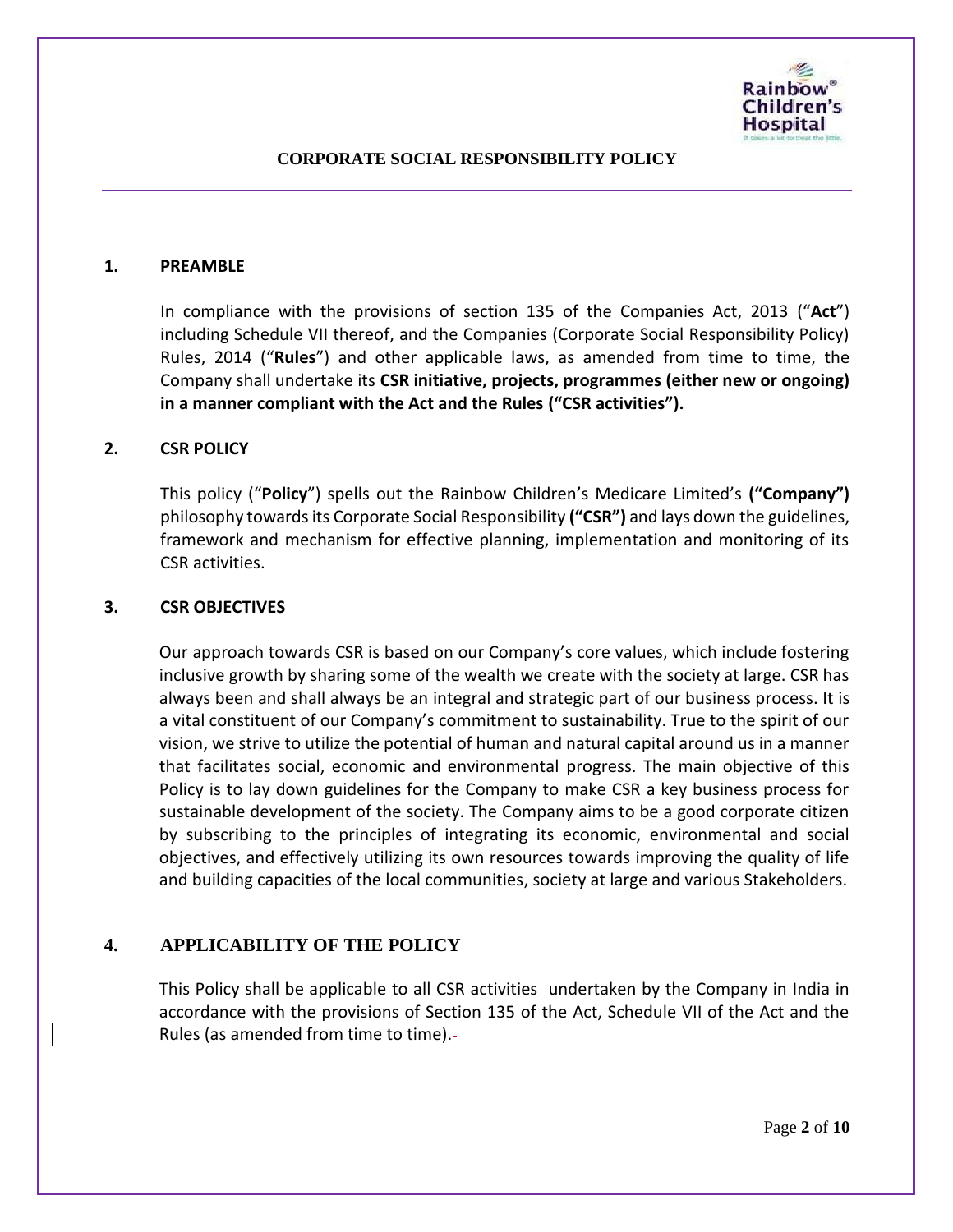# CORPORATE SOCIAL RESPONSIBILITY POLICY

## 1. PREAMBLE

In compliance with the provisions of section 135 of the Companies Act, 2013 ("**Act**") including Schedule VII thereof, and the Companies (Corporate Social Responsibility Policy) Rules, 2014 ("**Rules**") and other applicable laws, as amended from time to time, the Company shall undertake its **CSR initiative, projects, programmes (either new or ongoing) in a manner compliant with the Act and the Rules ("CSR activities").**

## 2. CSR POLICY

This policy ("**Policy**") spells out the Rainbow Children's Medicare Limited's **("Company")** philosophy towards its Corporate Social Responsibility **("CSR")** and lays down the guidelines, framework and mechanism for effective planning, implementation and monitoring of its CSR activities.

## 3. CSR OBJECTIVES

Our approach towards CSR is based on our Company's core values, which include fostering inclusive growth by sharing some of the wealth we create with the society at large. CSR has always been and shall always be an integral and strategic part of our business process. It is a vital constituent of our Company's commitment to sustainability. True to the spirit of our vision, we strive to utilize the potential of human and natural capital around us in a manner that facilitates social, economic and environmental progress. The main objective of this Policy is to lay down guidelines for the Company to make CSR a key business process for sustainable development of the society. The Company aims to be a good corporate citizen by subscribing to the principles of integrating its economic, environmental and social objectives, and effectively utilizing its own resources towards improving the quality of life and building capacities of the local communities, society at large and various Stakeholders.

## 4. APPLICABILITY OF THE POLICY

This Policy shall be applicable to all CSR activities undertaken by the Company in India in accordance with the provisions of Section 135 of the Act, Schedule VII of the Act and the Rules (as amended from time to time).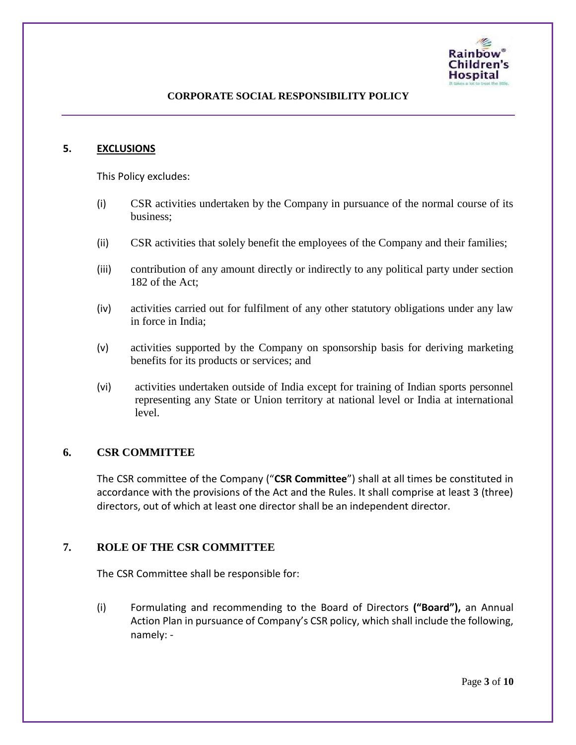## 5. EXCLUSIONS

This Policy excludes:

(i) CSR activities undertaken by the Company in pursuance of the normal course of its business;

(ii) CSR activities that solely benefit the employees of the Company and their families;

(iii) contribution of any amount directly or indirectly to any political party under section 182 of the Act;

(iv) activities carried out for fulfilment of any other statutory obligations under any law in force in India;

(v) activities supported by the Company on sponsorship basis for deriving marketing benefits for its products or services; and

(vi) activities undertaken outside of India except for training of Indian sports personnel representing any State or Union territory at national level or India at international level.

## 6. CSR COMMITTEE

The CSR committee of the Company ("**CSR Committee**") shall at all times be constituted in accordance with the provisions of the Act and the Rules. It shall comprise at least 3 (three) directors, out of which at least one director shall be an independent director.

## 7. ROLE OF THE CSR COMMITTEE

The CSR Committee shall be responsible for:

(i) Formulating and recommending to the Board of Directors **("Board"),** an Annual Action Plan in pursuance of Company's CSR policy, which shall include the following, namely: -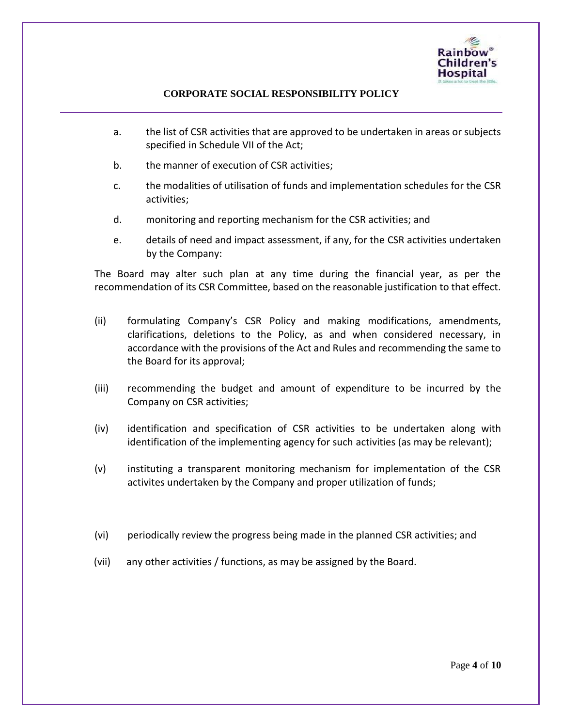a. the list of CSR activities that are approved to be undertaken in areas or subjects specified in Schedule VII of the Act;

b. the manner of execution of CSR activities;

c. the modalities of utilisation of funds and implementation schedules for the CSR activities;

d. monitoring and reporting mechanism for the CSR activities; and

e. details of need and impact assessment, if any, for the CSR activities undertaken by the Company:

The Board may alter such plan at any time during the financial year, as per the recommendation of its CSR Committee, based on the reasonable justification to that effect.

(ii) formulating Company's CSR Policy and making modifications, amendments, clarifications, deletions to the Policy, as and when considered necessary, in accordance with the provisions of the Act and Rules and recommending the same to the Board for its approval;

(iii) recommending the budget and amount of expenditure to be incurred by the Company on CSR activities;

(iv) identification and specification of CSR activities to be undertaken along with identification of the implementing agency for such activities (as may be relevant);

(v) instituting a transparent monitoring mechanism for implementation of the CSR activites undertaken by the Company and proper utilization of funds;

(vi) periodically review the progress being made in the planned CSR activities; and

(vii) any other activities / functions, as may be assigned by the Board.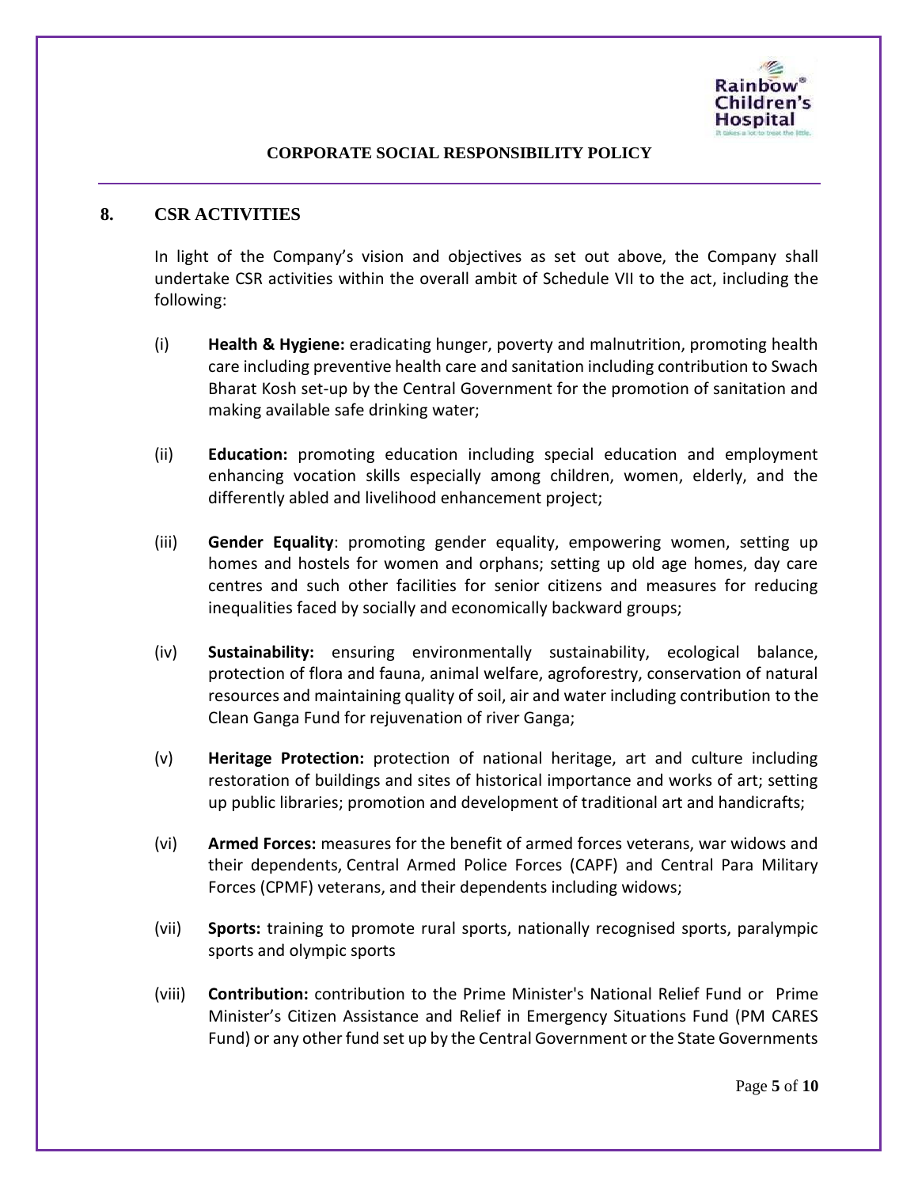## 8. CSR ACTIVITIES

In light of the Company's vision and objectives as set out above, the Company shall undertake CSR activities within the overall ambit of Schedule VII to the act, including the following:

(i) **Health & Hygiene:** eradicating hunger, poverty and malnutrition, promoting health care including preventive health care and sanitation including contribution to Swach Bharat Kosh set-up by the Central Government for the promotion of sanitation and making available safe drinking water;

(ii) **Education:** promoting education including special education and employment enhancing vocation skills especially among children, women, elderly, and the differently abled and livelihood enhancement project;

(iii) **Gender Equality**: promoting gender equality, empowering women, setting up homes and hostels for women and orphans; setting up old age homes, day care centres and such other facilities for senior citizens and measures for reducing inequalities faced by socially and economically backward groups;

(iv) **Sustainability:** ensuring environmentally sustainability, ecological balance, protection of flora and fauna, animal welfare, agroforestry, conservation of natural resources and maintaining quality of soil, air and water including contribution to the Clean Ganga Fund for rejuvenation of river Ganga;

(v) **Heritage Protection:** protection of national heritage, art and culture including restoration of buildings and sites of historical importance and works of art; setting up public libraries; promotion and development of traditional art and handicrafts;

(vi) **Armed Forces:** measures for the benefit of armed forces veterans, war widows and their dependents, Central Armed Police Forces (CAPF) and Central Para Military Forces (CPMF) veterans, and their dependents including widows;

(vii) **Sports:** training to promote rural sports, nationally recognised sports, paralympic sports and olympic sports

(viii) **Contribution:** contribution to the Prime Minister's National Relief Fund or Prime Minister's Citizen Assistance and Relief in Emergency Situations Fund (PM CARES Fund) or any other fund set up by the Central Government or the State Governments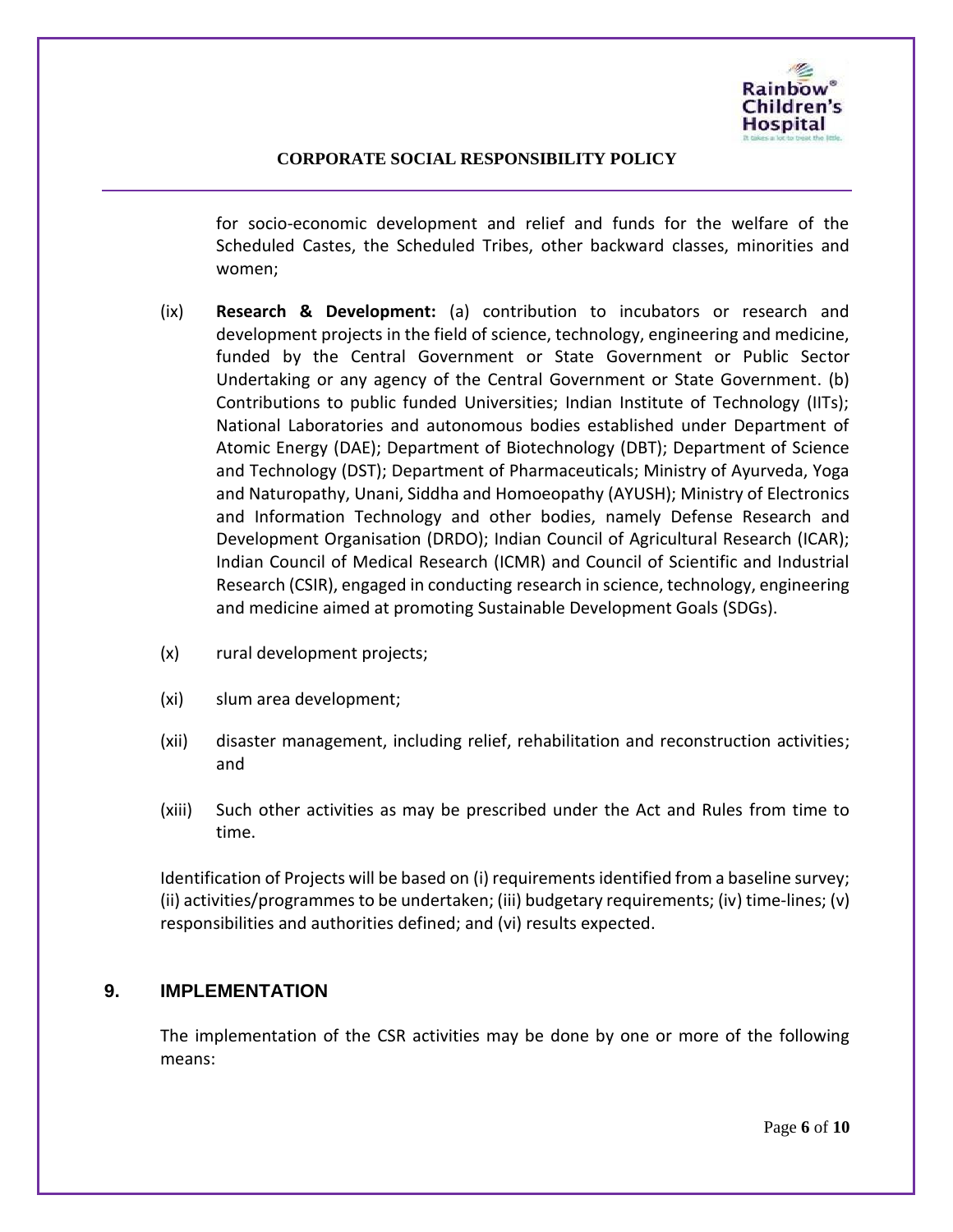for socio-economic development and relief and funds for the welfare of the Scheduled Castes, the Scheduled Tribes, other backward classes, minorities and women;

(ix) **Research & Development:** (a) contribution to incubators or research and development projects in the field of science, technology, engineering and medicine, funded by the Central Government or State Government or Public Sector Undertaking or any agency of the Central Government or State Government. (b) Contributions to public funded Universities; Indian Institute of Technology (IITs); National Laboratories and autonomous bodies established under Department of Atomic Energy (DAE); Department of Biotechnology (DBT); Department of Science and Technology (DST); Department of Pharmaceuticals; Ministry of Ayurveda, Yoga and Naturopathy, Unani, Siddha and Homoeopathy (AYUSH); Ministry of Electronics and Information Technology and other bodies, namely Defense Research and Development Organisation (DRDO); Indian Council of Agricultural Research (ICAR); Indian Council of Medical Research (ICMR) and Council of Scientific and Industrial Research (CSIR), engaged in conducting research in science, technology, engineering and medicine aimed at promoting Sustainable Development Goals (SDGs).

(x) rural development projects;

(xi) slum area development;

(xii) disaster management, including relief, rehabilitation and reconstruction activities; and

(xiii) Such other activities as may be prescribed under the Act and Rules from time to time.

Identification of Projects will be based on (i) requirements identified from a baseline survey; (ii) activities/programmes to be undertaken; (iii) budgetary requirements; (iv) time-lines; (v) responsibilities and authorities defined; and (vi) results expected.

## 9. IMPLEMENTATION

The implementation of the CSR activities may be done by one or more of the following means: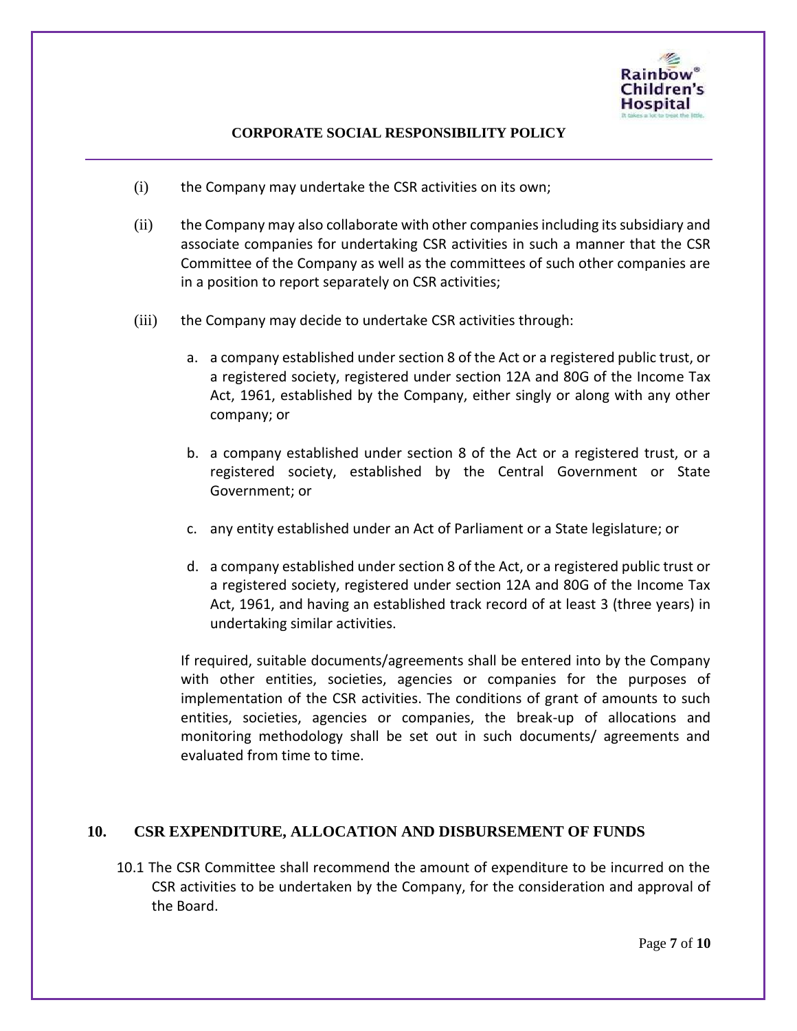(i) the Company may undertake the CSR activities on its own;

(ii) the Company may also collaborate with other companies including its subsidiary and associate companies for undertaking CSR activities in such a manner that the CSR Committee of the Company as well as the committees of such other companies are in a position to report separately on CSR activities;

(iii) the Company may decide to undertake CSR activities through:

   a. a company established under section 8 of the Act or a registered public trust, or a registered society, registered under section 12A and 80G of the Income Tax Act, 1961, established by the Company, either singly or along with any other company; or

   b. a company established under section 8 of the Act or a registered trust, or a registered society, established by the Central Government or State Government; or

   c. any entity established under an Act of Parliament or a State legislature; or

   d. a company established under section 8 of the Act, or a registered public trust or a registered society, registered under section 12A and 80G of the Income Tax Act, 1961, and having an established track record of at least 3 (three years) in undertaking similar activities.

   If required, suitable documents/agreements shall be entered into by the Company with other entities, societies, agencies or companies for the purposes of implementation of the CSR activities. The conditions of grant of amounts to such entities, societies, agencies or companies, the break-up of allocations and monitoring methodology shall be set out in such documents/ agreements and evaluated from time to time.

## 10. CSR EXPENDITURE, ALLOCATION AND DISBURSEMENT OF FUNDS

10.1 The CSR Committee shall recommend the amount of expenditure to be incurred on the CSR activities to be undertaken by the Company, for the consideration and approval of the Board.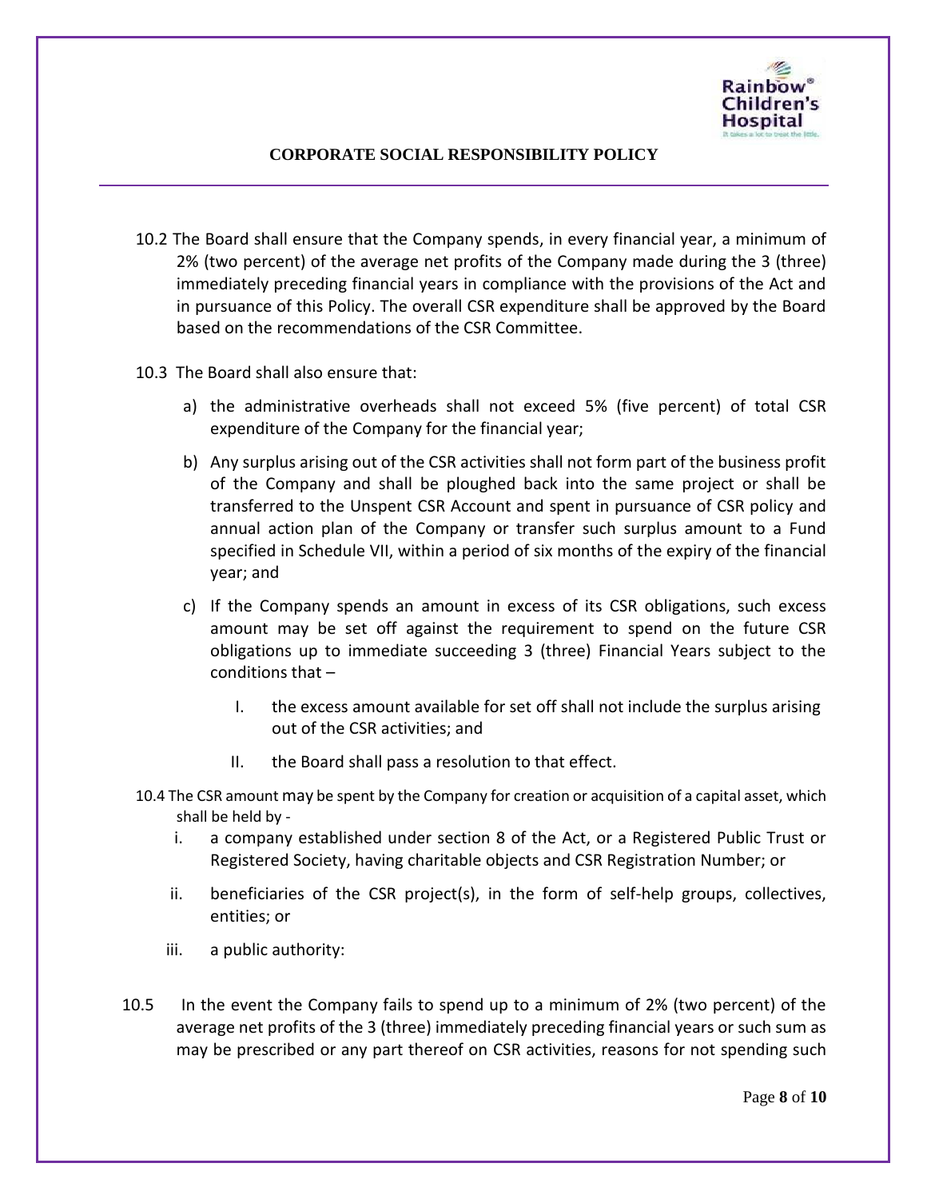10.2 The Board shall ensure that the Company spends, in every financial year, a minimum of 2% (two percent) of the average net profits of the Company made during the 3 (three) immediately preceding financial years in compliance with the provisions of the Act and in pursuance of this Policy. The overall CSR expenditure shall be approved by the Board based on the recommendations of the CSR Committee.

10.3 The Board shall also ensure that:

a) the administrative overheads shall not exceed 5% (five percent) of total CSR expenditure of the Company for the financial year;

b) Any surplus arising out of the CSR activities shall not form part of the business profit of the Company and shall be ploughed back into the same project or shall be transferred to the Unspent CSR Account and spent in pursuance of CSR policy and annual action plan of the Company or transfer such surplus amount to a Fund specified in Schedule VII, within a period of six months of the expiry of the financial year; and

c) If the Company spends an amount in excess of its CSR obligations, such excess amount may be set off against the requirement to spend on the future CSR obligations up to immediate succeeding 3 (three) Financial Years subject to the conditions that –

   I. the excess amount available for set off shall not include the surplus arising out of the CSR activities; and

   II. the Board shall pass a resolution to that effect.

10.4 The CSR amount may be spent by the Company for creation or acquisition of a capital asset, which shall be held by -

   i. a company established under section 8 of the Act, or a Registered Public Trust or Registered Society, having charitable objects and CSR Registration Number; or

   ii. beneficiaries of the CSR project(s), in the form of self-help groups, collectives, entities; or

   iii. a public authority:

10.5 In the event the Company fails to spend up to a minimum of 2% (two percent) of the average net profits of the 3 (three) immediately preceding financial years or such sum as may be prescribed or any part thereof on CSR activities, reasons for not spending such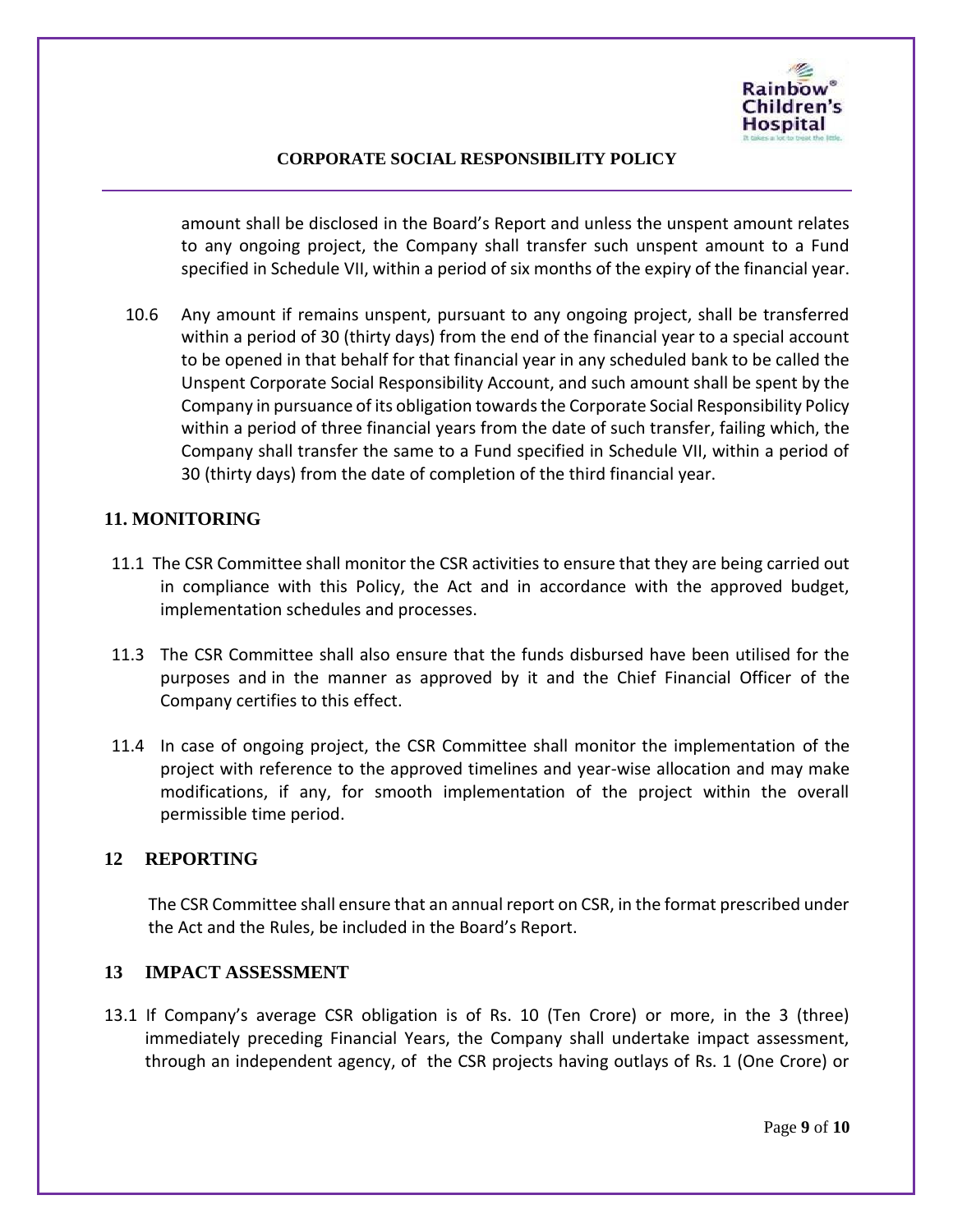amount shall be disclosed in the Board's Report and unless the unspent amount relates to any ongoing project, the Company shall transfer such unspent amount to a Fund specified in Schedule VII, within a period of six months of the expiry of the financial year.

10.6 Any amount if remains unspent, pursuant to any ongoing project, shall be transferred within a period of 30 (thirty days) from the end of the financial year to a special account to be opened in that behalf for that financial year in any scheduled bank to be called the Unspent Corporate Social Responsibility Account, and such amount shall be spent by the Company in pursuance of its obligation towards the Corporate Social Responsibility Policy within a period of three financial years from the date of such transfer, failing which, the Company shall transfer the same to a Fund specified in Schedule VII, within a period of 30 (thirty days) from the date of completion of the third financial year.

## 11. MONITORING

11.1 The CSR Committee shall monitor the CSR activities to ensure that they are being carried out in compliance with this Policy, the Act and in accordance with the approved budget, implementation schedules and processes.

11.3 The CSR Committee shall also ensure that the funds disbursed have been utilised for the purposes and in the manner as approved by it and the Chief Financial Officer of the Company certifies to this effect.

11.4 In case of ongoing project, the CSR Committee shall monitor the implementation of the project with reference to the approved timelines and year-wise allocation and may make modifications, if any, for smooth implementation of the project within the overall permissible time period.

## 12 REPORTING

The CSR Committee shall ensure that an annual report on CSR, in the format prescribed under the Act and the Rules, be included in the Board's Report.

## 13 IMPACT ASSESSMENT

13.1 If Company's average CSR obligation is of Rs. 10 (Ten Crore) or more, in the 3 (three) immediately preceding Financial Years, the Company shall undertake impact assessment, through an independent agency, of the CSR projects having outlays of Rs. 1 (One Crore) or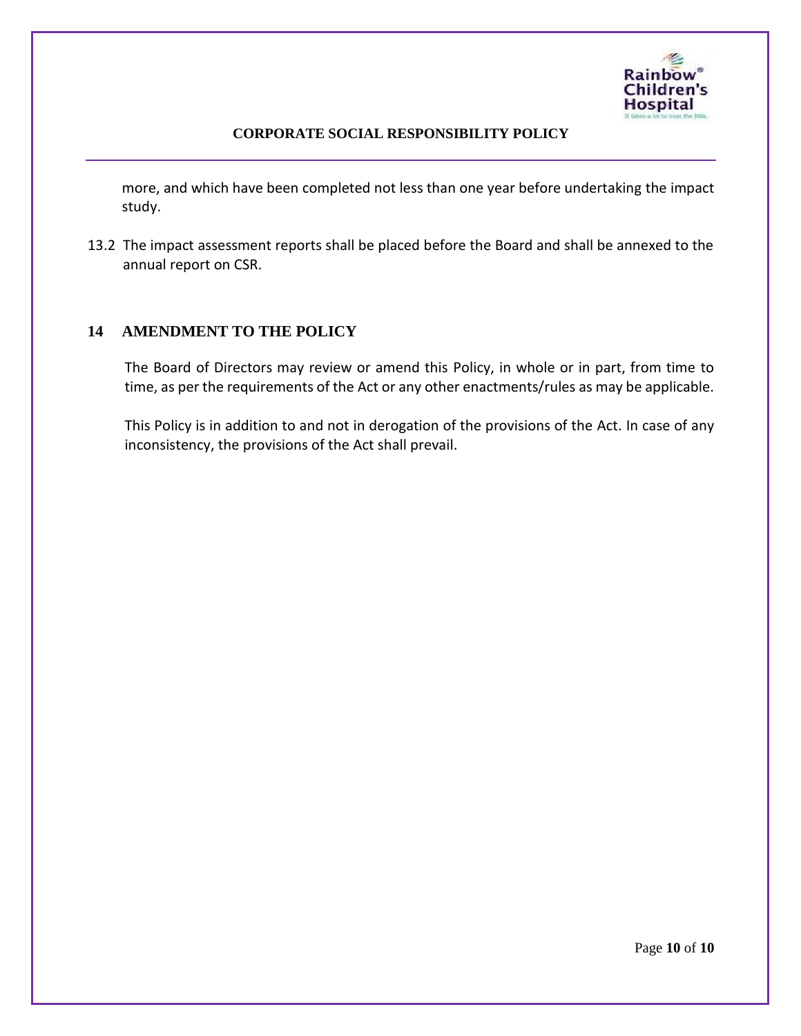more, and which have been completed not less than one year before undertaking the impact study.

13.2 The impact assessment reports shall be placed before the Board and shall be annexed to the annual report on CSR.

## 14 AMENDMENT TO THE POLICY

The Board of Directors may review or amend this Policy, in whole or in part, from time to time, as per the requirements of the Act or any other enactments/rules as may be applicable.

This Policy is in addition to and not in derogation of the provisions of the Act. In case of any inconsistency, the provisions of the Act shall prevail.